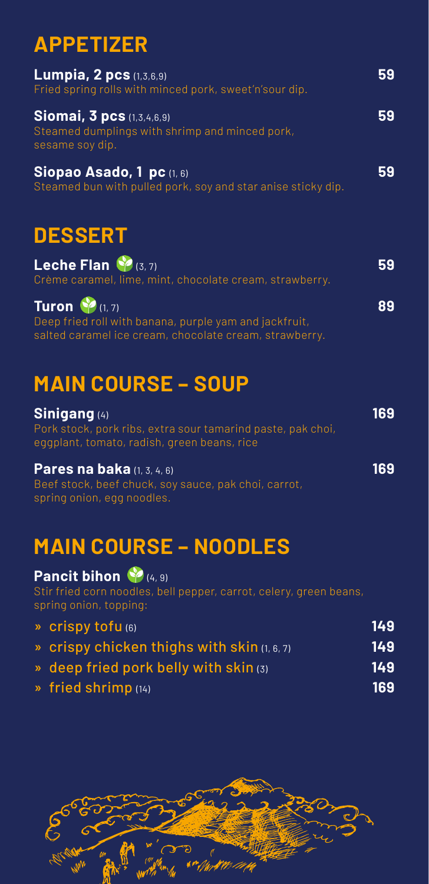# APPETIZER

**Lumpia, 2 pcs** (1,3,6,9) **59**
Fried spring rolls with minced pork, sweet'n'sour dip.

**Siomai, 3 pcs** (1,3,4,6,9) **59**
Steamed dumplings with shrimp and minced pork, sesame soy dip.

**Siopao Asado, 1 pc** (1, 6) **59**
Steamed bun with pulled pork, soy and star anise sticky dip.

# DESSERT

**Leche Flan** (3, 7) **59**
Crème caramel, lime, mint, chocolate cream, strawberry.

**Turon** (1, 7) **89**
Deep fried roll with banana, purple yam and jackfruit, salted caramel ice cream, chocolate cream, strawberry.

# MAIN COURSE – SOUP

**Sinigang** (4) **169**
Pork stock, pork ribs, extra sour tamarind paste, pak choi, eggplant, tomato, radish, green beans, rice

**Pares na baka** (1, 3, 4, 6) **169**
Beef stock, beef chuck, soy sauce, pak choi, carrot, spring onion, egg noodles.

# MAIN COURSE – NOODLES

**Pancit bihon** (4, 9)
Stir fried corn noodles, bell pepper, carrot, celery, green beans, spring onion, topping:

- crispy tofu (6) **149**
- crispy chicken thighs with skin (1, 6, 7) **149**
- deep fried pork belly with skin (3) **149**
- fried shrimp (14) **169**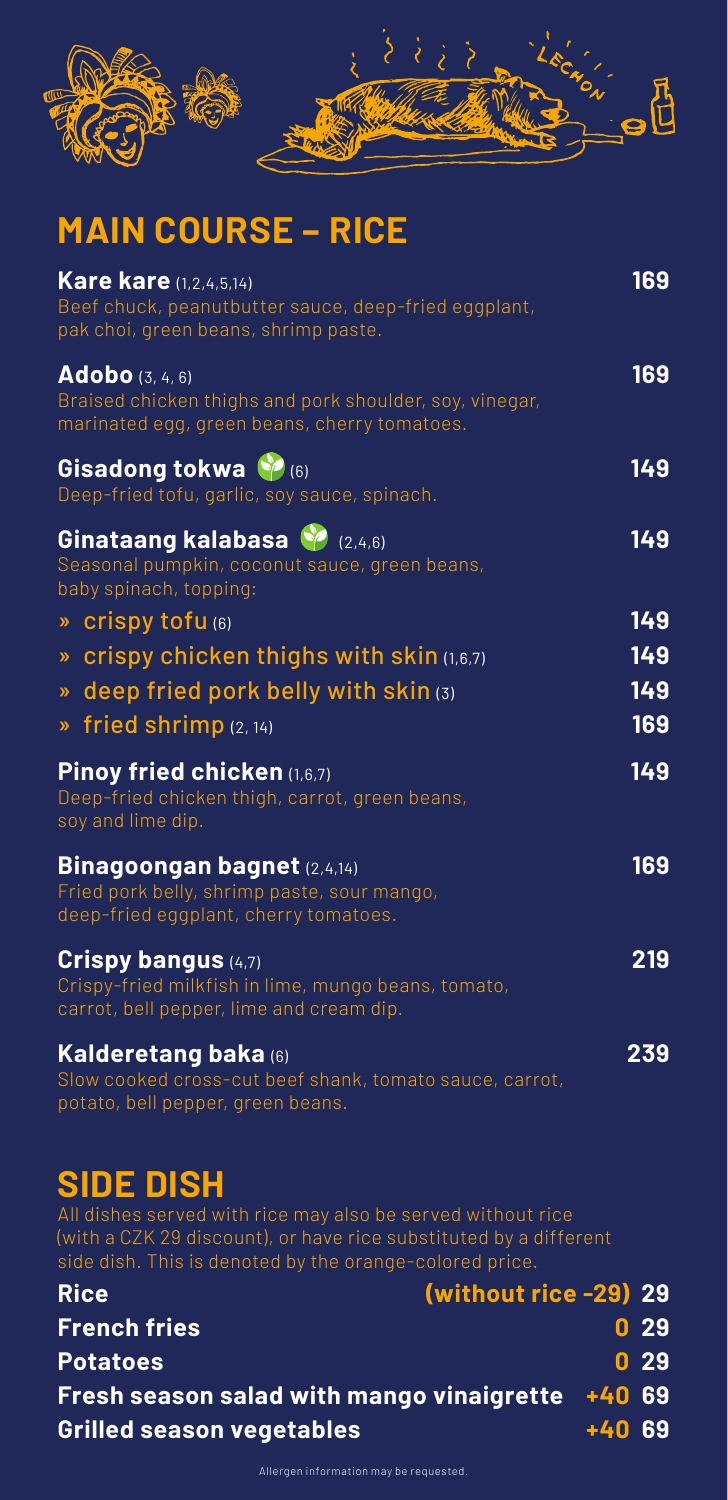## MAIN COURSE – RICE

**Kare kare** (1,2,4,5,14) **169**
Beef chuck, peanutbutter sauce, deep-fried eggplant, pak choi, green beans, shrimp paste.

**Adobo** (3, 4, 6) **169**
Braised chicken thighs and pork shoulder, soy, vinegar, marinated egg, green beans, cherry tomatoes.

**Gisadong tokwa** (6) **149**
Deep-fried tofu, garlic, soy sauce, spinach.

**Ginataang kalabasa** (2,4,6) **149**
Seasonal pumpkin, coconut sauce, green beans, baby spinach, topping:

- » crispy tofu (6) **149**
- » crispy chicken thighs with skin (1,6,7) **149**
- » deep fried pork belly with skin (3) **149**
- » fried shrimp (2, 14) **169**

**Pinoy fried chicken** (1,6,7) **149**
Deep-fried chicken thigh, carrot, green beans, soy and lime dip.

**Binagoongan bagnet** (2,4,14) **169**
Fried pork belly, shrimp paste, sour mango, deep-fried eggplant, cherry tomatoes.

**Crispy bangus** (4,7) **219**
Crispy-fried milkfish in lime, mungo beans, tomato, carrot, bell pepper, lime and cream dip.

**Kalderetang baka** (6) **239**
Slow cooked cross-cut beef shank, tomato sauce, carrot, potato, bell pepper, green beans.

## SIDE DISH

All dishes served with rice may also be served without rice (with a CZK 29 discount), or have rice substituted by a different side dish. This is denoted by the orange-colored price.

| | | |
|---|---|---|
| **Rice** | **(without rice -29)** | **29** |
| **French fries** | **0** | **29** |
| **Potatoes** | **0** | **29** |
| **Fresh season salad with mango vinaigrette** | **+40** | **69** |
| **Grilled season vegetables** | **+40** | **69** |

Allergen information may be requested.